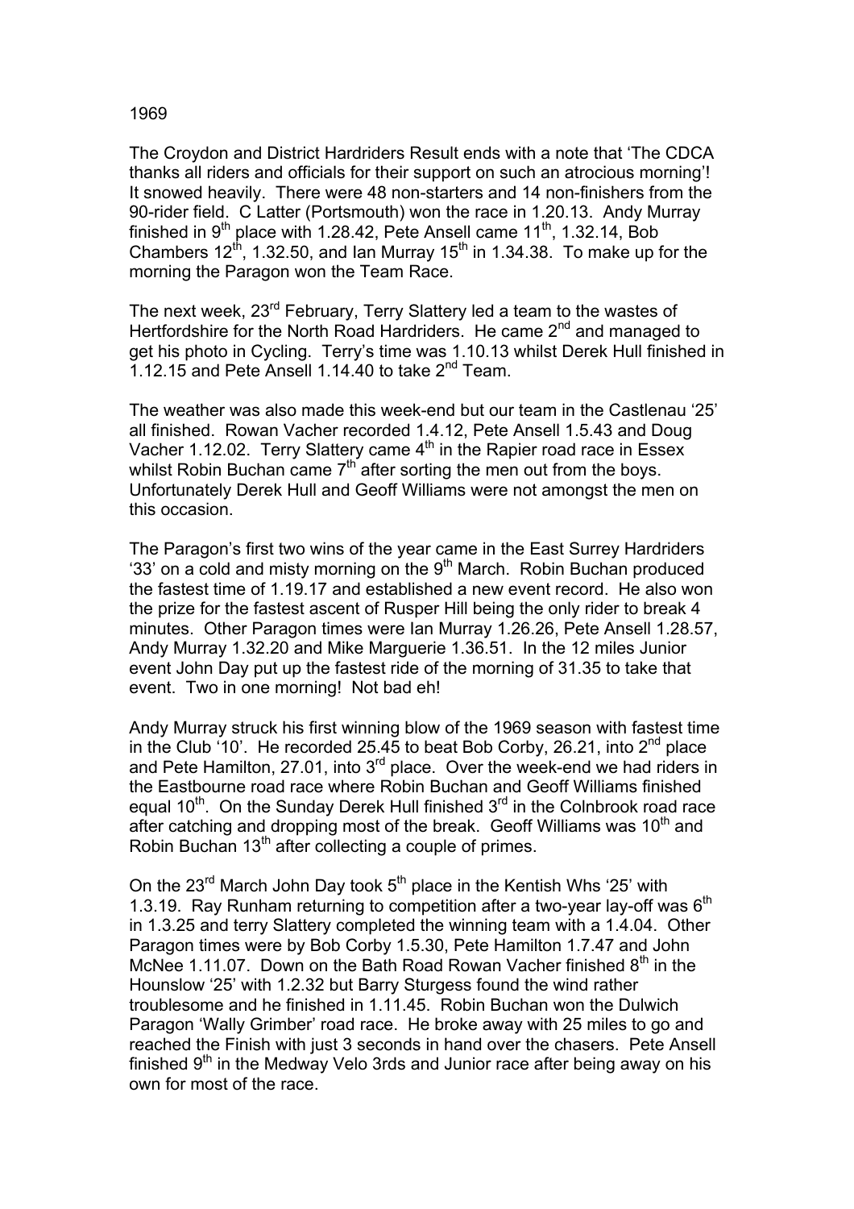1969

The Croydon and District Hardriders Result ends with a note that 'The CDCA thanks all riders and officials for their support on such an atrocious morning'! It snowed heavily. There were 48 non-starters and 14 non-finishers from the 90-rider field. C Latter (Portsmouth) won the race in 1.20.13. Andy Murray finished in 9th place with 1.28.42, Pete Ansell came 11th, 1.32.14, Bob Chambers 12th, 1.32.50, and Ian Murray 15th in 1.34.38. To make up for the morning the Paragon won the Team Race.

The next week, 23rd February, Terry Slattery led a team to the wastes of Hertfordshire for the North Road Hardriders. He came 2nd and managed to get his photo in Cycling. Terry's time was 1.10.13 whilst Derek Hull finished in 1.12.15 and Pete Ansell 1.14.40 to take 2nd Team.

The weather was also made this week-end but our team in the Castlenau '25' all finished. Rowan Vacher recorded 1.4.12, Pete Ansell 1.5.43 and Doug Vacher 1.12.02. Terry Slattery came 4th in the Rapier road race in Essex whilst Robin Buchan came 7th after sorting the men out from the boys. Unfortunately Derek Hull and Geoff Williams were not amongst the men on this occasion.

The Paragon's first two wins of the year came in the East Surrey Hardriders '33' on a cold and misty morning on the 9th March. Robin Buchan produced the fastest time of 1.19.17 and established a new event record. He also won the prize for the fastest ascent of Rusper Hill being the only rider to break 4 minutes. Other Paragon times were Ian Murray 1.26.26, Pete Ansell 1.28.57, Andy Murray 1.32.20 and Mike Marguerie 1.36.51. In the 12 miles Junior event John Day put up the fastest ride of the morning of 31.35 to take that event. Two in one morning! Not bad eh!

Andy Murray struck his first winning blow of the 1969 season with fastest time in the Club '10'. He recorded 25.45 to beat Bob Corby, 26.21, into 2nd place and Pete Hamilton, 27.01, into 3rd place. Over the week-end we had riders in the Eastbourne road race where Robin Buchan and Geoff Williams finished equal 10th. On the Sunday Derek Hull finished 3rd in the Colnbrook road race after catching and dropping most of the break. Geoff Williams was 10th and Robin Buchan 13th after collecting a couple of primes.

On the 23rd March John Day took 5th place in the Kentish Whs '25' with 1.3.19. Ray Runham returning to competition after a two-year lay-off was 6th in 1.3.25 and terry Slattery completed the winning team with a 1.4.04. Other Paragon times were by Bob Corby 1.5.30, Pete Hamilton 1.7.47 and John McNee 1.11.07. Down on the Bath Road Rowan Vacher finished 8th in the Hounslow '25' with 1.2.32 but Barry Sturgess found the wind rather troublesome and he finished in 1.11.45. Robin Buchan won the Dulwich Paragon 'Wally Grimber' road race. He broke away with 25 miles to go and reached the Finish with just 3 seconds in hand over the chasers. Pete Ansell finished 9th in the Medway Velo 3rds and Junior race after being away on his own for most of the race.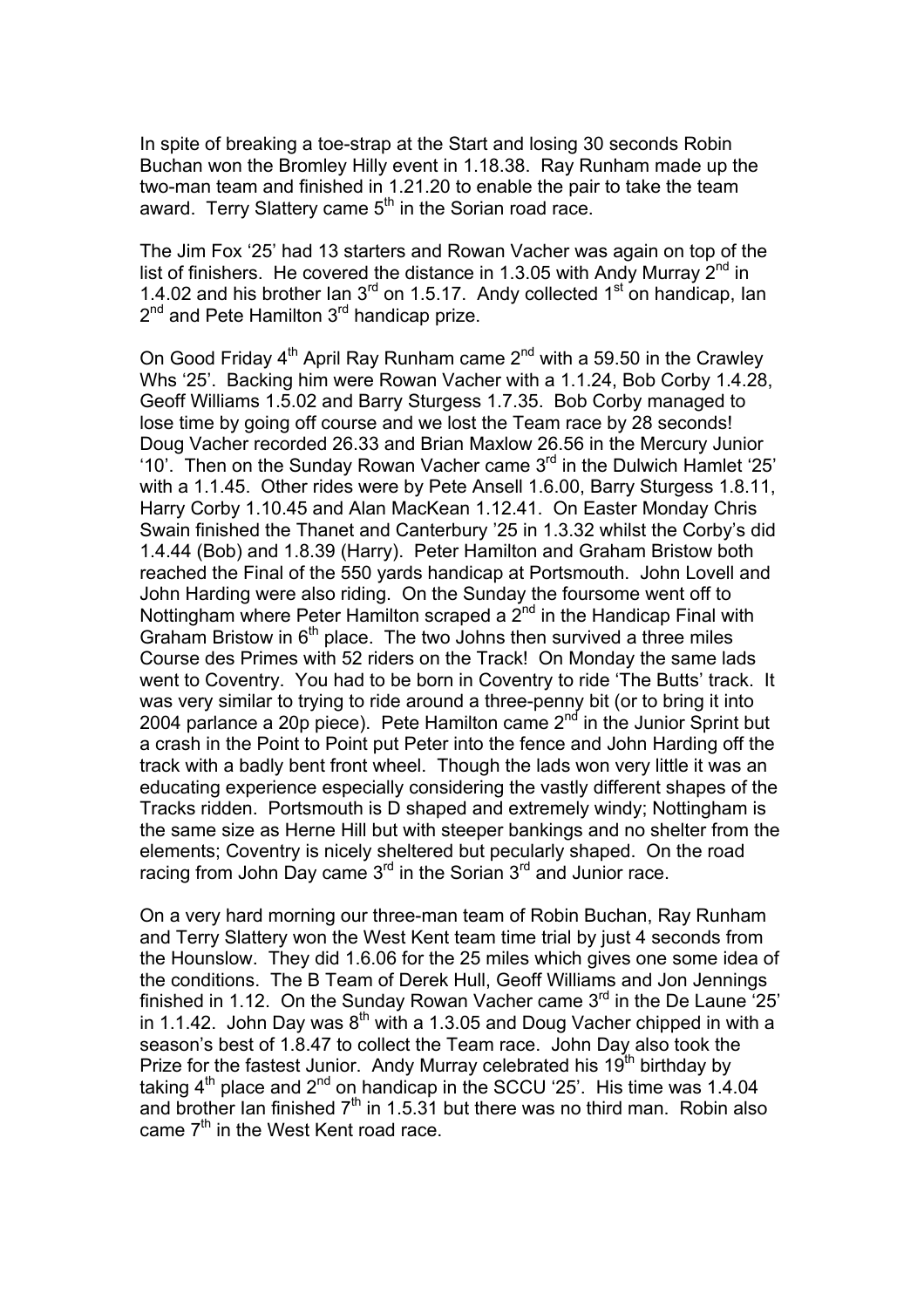In spite of breaking a toe-strap at the Start and losing 30 seconds Robin Buchan won the Bromley Hilly event in 1.18.38. Ray Runham made up the two-man team and finished in 1.21.20 to enable the pair to take the team award. Terry Slattery came 5th in the Sorian road race.

The Jim Fox '25' had 13 starters and Rowan Vacher was again on top of the list of finishers. He covered the distance in 1.3.05 with Andy Murray 2nd in 1.4.02 and his brother Ian 3rd on 1.5.17. Andy collected 1st on handicap, Ian 2nd and Pete Hamilton 3rd handicap prize.

On Good Friday 4th April Ray Runham came 2nd with a 59.50 in the Crawley Whs '25'. Backing him were Rowan Vacher with a 1.1.24, Bob Corby 1.4.28, Geoff Williams 1.5.02 and Barry Sturgess 1.7.35. Bob Corby managed to lose time by going off course and we lost the Team race by 28 seconds! Doug Vacher recorded 26.33 and Brian Maxlow 26.56 in the Mercury Junior '10'. Then on the Sunday Rowan Vacher came 3rd in the Dulwich Hamlet '25' with a 1.1.45. Other rides were by Pete Ansell 1.6.00, Barry Sturgess 1.8.11, Harry Corby 1.10.45 and Alan MacKean 1.12.41. On Easter Monday Chris Swain finished the Thanet and Canterbury '25 in 1.3.32 whilst the Corby's did 1.4.44 (Bob) and 1.8.39 (Harry). Peter Hamilton and Graham Bristow both reached the Final of the 550 yards handicap at Portsmouth. John Lovell and John Harding were also riding. On the Sunday the foursome went off to Nottingham where Peter Hamilton scraped a 2nd in the Handicap Final with Graham Bristow in 6th place. The two Johns then survived a three miles Course des Primes with 52 riders on the Track! On Monday the same lads went to Coventry. You had to be born in Coventry to ride 'The Butts' track. It was very similar to trying to ride around a three-penny bit (or to bring it into 2004 parlance a 20p piece). Pete Hamilton came 2nd in the Junior Sprint but a crash in the Point to Point put Peter into the fence and John Harding off the track with a badly bent front wheel. Though the lads won very little it was an educating experience especially considering the vastly different shapes of the Tracks ridden. Portsmouth is D shaped and extremely windy; Nottingham is the same size as Herne Hill but with steeper bankings and no shelter from the elements; Coventry is nicely sheltered but pecularly shaped. On the road racing from John Day came 3rd in the Sorian 3rd and Junior race.

On a very hard morning our three-man team of Robin Buchan, Ray Runham and Terry Slattery won the West Kent team time trial by just 4 seconds from the Hounslow. They did 1.6.06 for the 25 miles which gives one some idea of the conditions. The B Team of Derek Hull, Geoff Williams and Jon Jennings finished in 1.12. On the Sunday Rowan Vacher came 3rd in the De Laune '25' in 1.1.42. John Day was 8th with a 1.3.05 and Doug Vacher chipped in with a season's best of 1.8.47 to collect the Team race. John Day also took the Prize for the fastest Junior. Andy Murray celebrated his 19th birthday by taking 4th place and 2nd on handicap in the SCCU '25'. His time was 1.4.04 and brother Ian finished 7th in 1.5.31 but there was no third man. Robin also came 7th in the West Kent road race.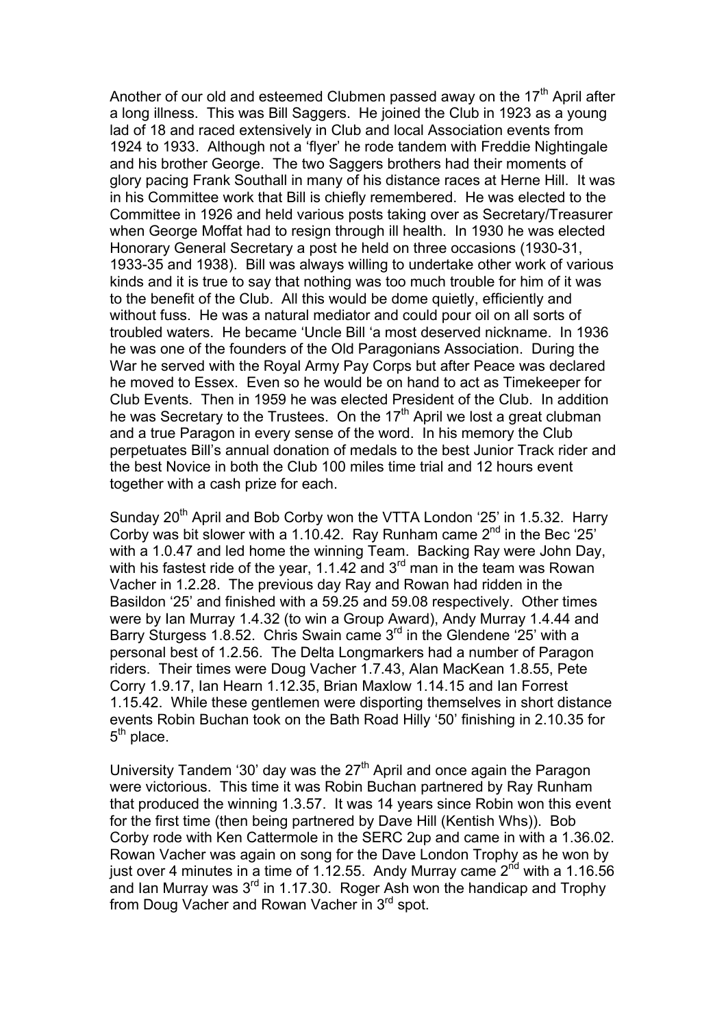Another of our old and esteemed Clubmen passed away on the 17th April after a long illness. This was Bill Saggers. He joined the Club in 1923 as a young lad of 18 and raced extensively in Club and local Association events from 1924 to 1933. Although not a 'flyer' he rode tandem with Freddie Nightingale and his brother George. The two Saggers brothers had their moments of glory pacing Frank Southall in many of his distance races at Herne Hill. It was in his Committee work that Bill is chiefly remembered. He was elected to the Committee in 1926 and held various posts taking over as Secretary/Treasurer when George Moffat had to resign through ill health. In 1930 he was elected Honorary General Secretary a post he held on three occasions (1930-31, 1933-35 and 1938). Bill was always willing to undertake other work of various kinds and it is true to say that nothing was too much trouble for him of it was to the benefit of the Club. All this would be dome quietly, efficiently and without fuss. He was a natural mediator and could pour oil on all sorts of troubled waters. He became 'Uncle Bill 'a most deserved nickname. In 1936 he was one of the founders of the Old Paragonians Association. During the War he served with the Royal Army Pay Corps but after Peace was declared he moved to Essex. Even so he would be on hand to act as Timekeeper for Club Events. Then in 1959 he was elected President of the Club. In addition he was Secretary to the Trustees. On the 17th April we lost a great clubman and a true Paragon in every sense of the word. In his memory the Club perpetuates Bill's annual donation of medals to the best Junior Track rider and the best Novice in both the Club 100 miles time trial and 12 hours event together with a cash prize for each.

Sunday 20th April and Bob Corby won the VTTA London '25' in 1.5.32. Harry Corby was bit slower with a 1.10.42. Ray Runham came 2nd in the Bec '25' with a 1.0.47 and led home the winning Team. Backing Ray were John Day, with his fastest ride of the year, 1.1.42 and 3rd man in the team was Rowan Vacher in 1.2.28. The previous day Ray and Rowan had ridden in the Basildon '25' and finished with a 59.25 and 59.08 respectively. Other times were by Ian Murray 1.4.32 (to win a Group Award), Andy Murray 1.4.44 and Barry Sturgess 1.8.52. Chris Swain came 3rd in the Glendene '25' with a personal best of 1.2.56. The Delta Longmarkers had a number of Paragon riders. Their times were Doug Vacher 1.7.43, Alan MacKean 1.8.55, Pete Corry 1.9.17, Ian Hearn 1.12.35, Brian Maxlow 1.14.15 and Ian Forrest 1.15.42. While these gentlemen were disporting themselves in short distance events Robin Buchan took on the Bath Road Hilly '50' finishing in 2.10.35 for 5th place.

University Tandem '30' day was the 27th April and once again the Paragon were victorious. This time it was Robin Buchan partnered by Ray Runham that produced the winning 1.3.57. It was 14 years since Robin won this event for the first time (then being partnered by Dave Hill (Kentish Whs)). Bob Corby rode with Ken Cattermole in the SERC 2up and came in with a 1.36.02. Rowan Vacher was again on song for the Dave London Trophy as he won by just over 4 minutes in a time of 1.12.55. Andy Murray came 2nd with a 1.16.56 and Ian Murray was 3rd in 1.17.30. Roger Ash won the handicap and Trophy from Doug Vacher and Rowan Vacher in 3rd spot.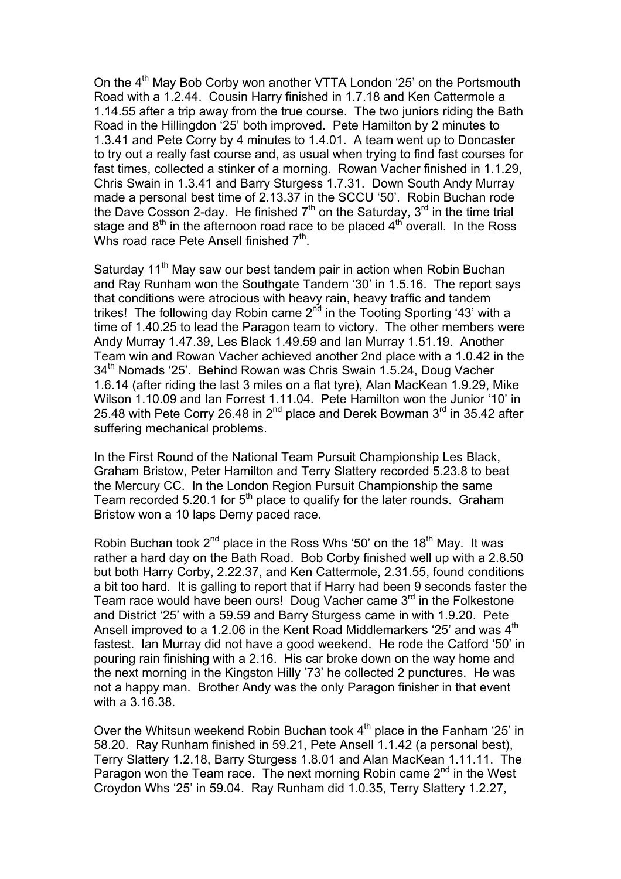On the 4th May Bob Corby won another VTTA London '25' on the Portsmouth Road with a 1.2.44. Cousin Harry finished in 1.7.18 and Ken Cattermole a 1.14.55 after a trip away from the true course. The two juniors riding the Bath Road in the Hillingdon '25' both improved. Pete Hamilton by 2 minutes to 1.3.41 and Pete Corry by 4 minutes to 1.4.01. A team went up to Doncaster to try out a really fast course and, as usual when trying to find fast courses for fast times, collected a stinker of a morning. Rowan Vacher finished in 1.1.29, Chris Swain in 1.3.41 and Barry Sturgess 1.7.31. Down South Andy Murray made a personal best time of 2.13.37 in the SCCU '50'. Robin Buchan rode the Dave Cosson 2-day. He finished 7th on the Saturday, 3rd in the time trial stage and 8th in the afternoon road race to be placed 4th overall. In the Ross Whs road race Pete Ansell finished 7th.

Saturday 11th May saw our best tandem pair in action when Robin Buchan and Ray Runham won the Southgate Tandem '30' in 1.5.16. The report says that conditions were atrocious with heavy rain, heavy traffic and tandem trikes! The following day Robin came 2nd in the Tooting Sporting '43' with a time of 1.40.25 to lead the Paragon team to victory. The other members were Andy Murray 1.47.39, Les Black 1.49.59 and Ian Murray 1.51.19. Another Team win and Rowan Vacher achieved another 2nd place with a 1.0.42 in the 34th Nomads '25'. Behind Rowan was Chris Swain 1.5.24, Doug Vacher 1.6.14 (after riding the last 3 miles on a flat tyre), Alan MacKean 1.9.29, Mike Wilson 1.10.09 and Ian Forrest 1.11.04. Pete Hamilton won the Junior '10' in 25.48 with Pete Corry 26.48 in 2nd place and Derek Bowman 3rd in 35.42 after suffering mechanical problems.

In the First Round of the National Team Pursuit Championship Les Black, Graham Bristow, Peter Hamilton and Terry Slattery recorded 5.23.8 to beat the Mercury CC. In the London Region Pursuit Championship the same Team recorded 5.20.1 for 5th place to qualify for the later rounds. Graham Bristow won a 10 laps Derny paced race.

Robin Buchan took 2nd place in the Ross Whs '50' on the 18th May. It was rather a hard day on the Bath Road. Bob Corby finished well up with a 2.8.50 but both Harry Corby, 2.22.37, and Ken Cattermole, 2.31.55, found conditions a bit too hard. It is galling to report that if Harry had been 9 seconds faster the Team race would have been ours! Doug Vacher came 3rd in the Folkestone and District '25' with a 59.59 and Barry Sturgess came in with 1.9.20. Pete Ansell improved to a 1.2.06 in the Kent Road Middlemarkers '25' and was 4th fastest. Ian Murray did not have a good weekend. He rode the Catford '50' in pouring rain finishing with a 2.16. His car broke down on the way home and the next morning in the Kingston Hilly '73' he collected 2 punctures. He was not a happy man. Brother Andy was the only Paragon finisher in that event with a 3.16.38.

Over the Whitsun weekend Robin Buchan took 4th place in the Fanham '25' in 58.20. Ray Runham finished in 59.21, Pete Ansell 1.1.42 (a personal best), Terry Slattery 1.2.18, Barry Sturgess 1.8.01 and Alan MacKean 1.11.11. The Paragon won the Team race. The next morning Robin came 2nd in the West Croydon Whs '25' in 59.04. Ray Runham did 1.0.35, Terry Slattery 1.2.27,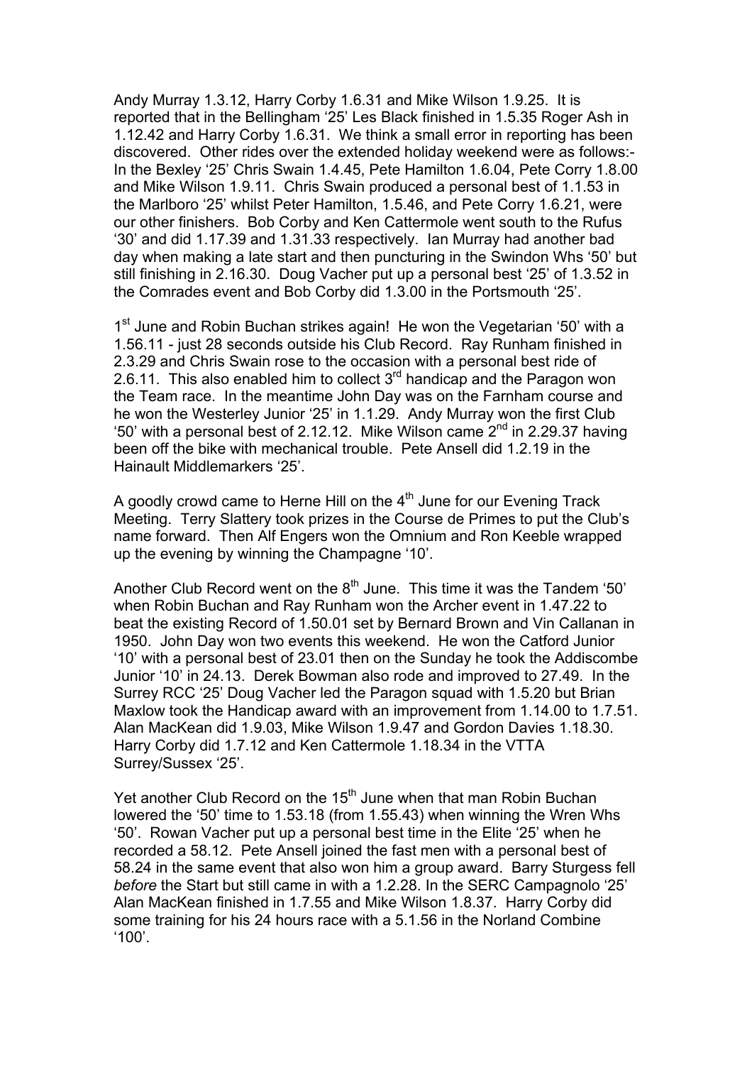Andy Murray 1.3.12, Harry Corby 1.6.31 and Mike Wilson 1.9.25. It is reported that in the Bellingham '25' Les Black finished in 1.5.35 Roger Ash in 1.12.42 and Harry Corby 1.6.31. We think a small error in reporting has been discovered. Other rides over the extended holiday weekend were as follows:- In the Bexley '25' Chris Swain 1.4.45, Pete Hamilton 1.6.04, Pete Corry 1.8.00 and Mike Wilson 1.9.11. Chris Swain produced a personal best of 1.1.53 in the Marlboro '25' whilst Peter Hamilton, 1.5.46, and Pete Corry 1.6.21, were our other finishers. Bob Corby and Ken Cattermole went south to the Rufus '30' and did 1.17.39 and 1.31.33 respectively. Ian Murray had another bad day when making a late start and then puncturing in the Swindon Whs '50' but still finishing in 2.16.30. Doug Vacher put up a personal best '25' of 1.3.52 in the Comrades event and Bob Corby did 1.3.00 in the Portsmouth '25'.

1st June and Robin Buchan strikes again! He won the Vegetarian '50' with a 1.56.11 - just 28 seconds outside his Club Record. Ray Runham finished in 2.3.29 and Chris Swain rose to the occasion with a personal best ride of 2.6.11. This also enabled him to collect 3rd handicap and the Paragon won the Team race. In the meantime John Day was on the Farnham course and he won the Westerley Junior '25' in 1.1.29. Andy Murray won the first Club '50' with a personal best of 2.12.12. Mike Wilson came 2nd in 2.29.37 having been off the bike with mechanical trouble. Pete Ansell did 1.2.19 in the Hainault Middlemarkers '25'.

A goodly crowd came to Herne Hill on the 4th June for our Evening Track Meeting. Terry Slattery took prizes in the Course de Primes to put the Club's name forward. Then Alf Engers won the Omnium and Ron Keeble wrapped up the evening by winning the Champagne '10'.

Another Club Record went on the 8th June. This time it was the Tandem '50' when Robin Buchan and Ray Runham won the Archer event in 1.47.22 to beat the existing Record of 1.50.01 set by Bernard Brown and Vin Callanan in 1950. John Day won two events this weekend. He won the Catford Junior '10' with a personal best of 23.01 then on the Sunday he took the Addiscombe Junior '10' in 24.13. Derek Bowman also rode and improved to 27.49. In the Surrey RCC '25' Doug Vacher led the Paragon squad with 1.5.20 but Brian Maxlow took the Handicap award with an improvement from 1.14.00 to 1.7.51. Alan MacKean did 1.9.03, Mike Wilson 1.9.47 and Gordon Davies 1.18.30. Harry Corby did 1.7.12 and Ken Cattermole 1.18.34 in the VTTA Surrey/Sussex '25'.

Yet another Club Record on the 15th June when that man Robin Buchan lowered the '50' time to 1.53.18 (from 1.55.43) when winning the Wren Whs '50'. Rowan Vacher put up a personal best time in the Elite '25' when he recorded a 58.12. Pete Ansell joined the fast men with a personal best of 58.24 in the same event that also won him a group award. Barry Sturgess fell *before* the Start but still came in with a 1.2.28. In the SERC Campagnolo '25' Alan MacKean finished in 1.7.55 and Mike Wilson 1.8.37. Harry Corby did some training for his 24 hours race with a 5.1.56 in the Norland Combine '100'.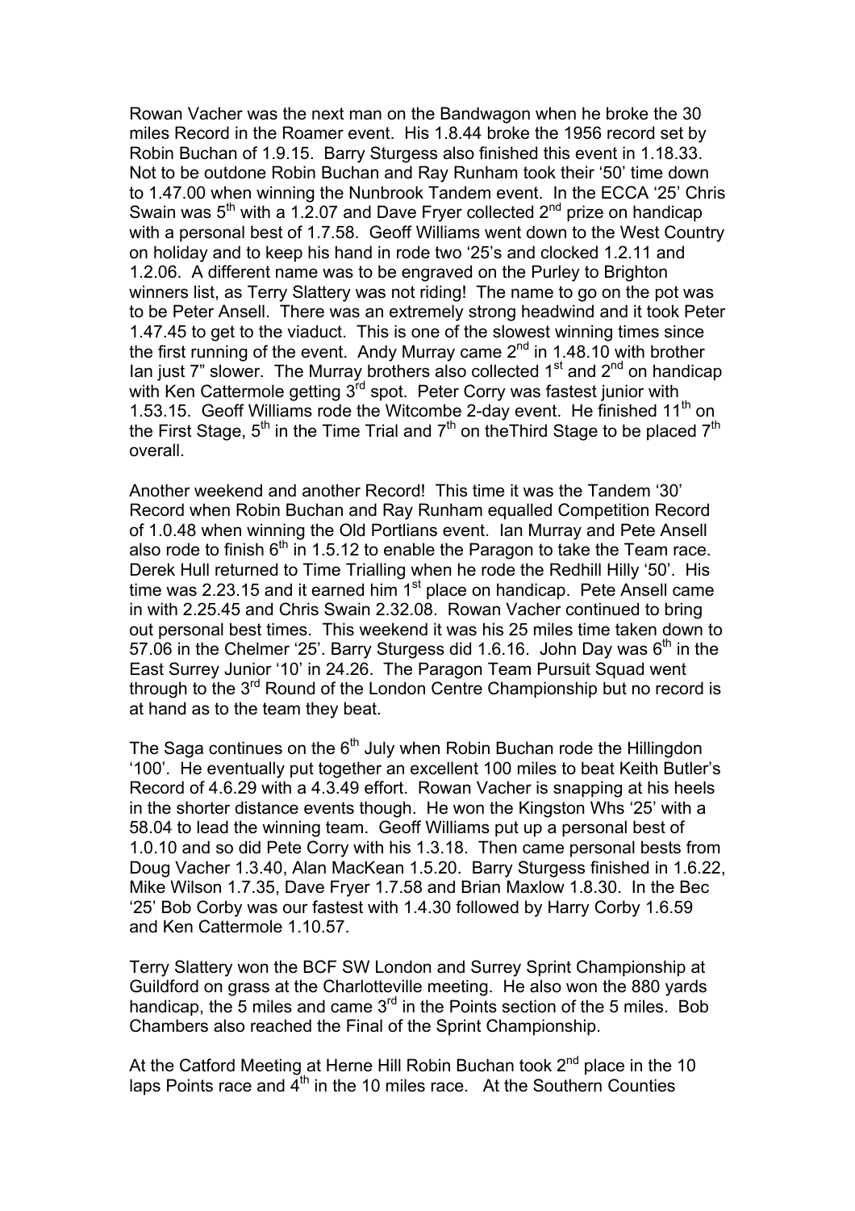Rowan Vacher was the next man on the Bandwagon when he broke the 30 miles Record in the Roamer event. His 1.8.44 broke the 1956 record set by Robin Buchan of 1.9.15. Barry Sturgess also finished this event in 1.18.33. Not to be outdone Robin Buchan and Ray Runham took their '50' time down to 1.47.00 when winning the Nunbrook Tandem event. In the ECCA '25' Chris Swain was 5th with a 1.2.07 and Dave Fryer collected 2nd prize on handicap with a personal best of 1.7.58. Geoff Williams went down to the West Country on holiday and to keep his hand in rode two '25's and clocked 1.2.11 and 1.2.06. A different name was to be engraved on the Purley to Brighton winners list, as Terry Slattery was not riding! The name to go on the pot was to be Peter Ansell. There was an extremely strong headwind and it took Peter 1.47.45 to get to the viaduct. This is one of the slowest winning times since the first running of the event. Andy Murray came 2nd in 1.48.10 with brother Ian just 7" slower. The Murray brothers also collected 1st and 2nd on handicap with Ken Cattermole getting 3rd spot. Peter Corry was fastest junior with 1.53.15. Geoff Williams rode the Witcombe 2-day event. He finished 11th on the First Stage, 5th in the Time Trial and 7th on theThird Stage to be placed 7th overall.

Another weekend and another Record! This time it was the Tandem '30' Record when Robin Buchan and Ray Runham equalled Competition Record of 1.0.48 when winning the Old Portlians event. Ian Murray and Pete Ansell also rode to finish 6th in 1.5.12 to enable the Paragon to take the Team race. Derek Hull returned to Time Trialling when he rode the Redhill Hilly '50'. His time was 2.23.15 and it earned him 1st place on handicap. Pete Ansell came in with 2.25.45 and Chris Swain 2.32.08. Rowan Vacher continued to bring out personal best times. This weekend it was his 25 miles time taken down to 57.06 in the Chelmer '25'. Barry Sturgess did 1.6.16. John Day was 6th in the East Surrey Junior '10' in 24.26. The Paragon Team Pursuit Squad went through to the 3rd Round of the London Centre Championship but no record is at hand as to the team they beat.

The Saga continues on the 6th July when Robin Buchan rode the Hillingdon '100'. He eventually put together an excellent 100 miles to beat Keith Butler's Record of 4.6.29 with a 4.3.49 effort. Rowan Vacher is snapping at his heels in the shorter distance events though. He won the Kingston Whs '25' with a 58.04 to lead the winning team. Geoff Williams put up a personal best of 1.0.10 and so did Pete Corry with his 1.3.18. Then came personal bests from Doug Vacher 1.3.40, Alan MacKean 1.5.20. Barry Sturgess finished in 1.6.22, Mike Wilson 1.7.35, Dave Fryer 1.7.58 and Brian Maxlow 1.8.30. In the Bec '25' Bob Corby was our fastest with 1.4.30 followed by Harry Corby 1.6.59 and Ken Cattermole 1.10.57.

Terry Slattery won the BCF SW London and Surrey Sprint Championship at Guildford on grass at the Charlotteville meeting. He also won the 880 yards handicap, the 5 miles and came 3rd in the Points section of the 5 miles. Bob Chambers also reached the Final of the Sprint Championship.

At the Catford Meeting at Herne Hill Robin Buchan took 2nd place in the 10 laps Points race and 4th in the 10 miles race. At the Southern Counties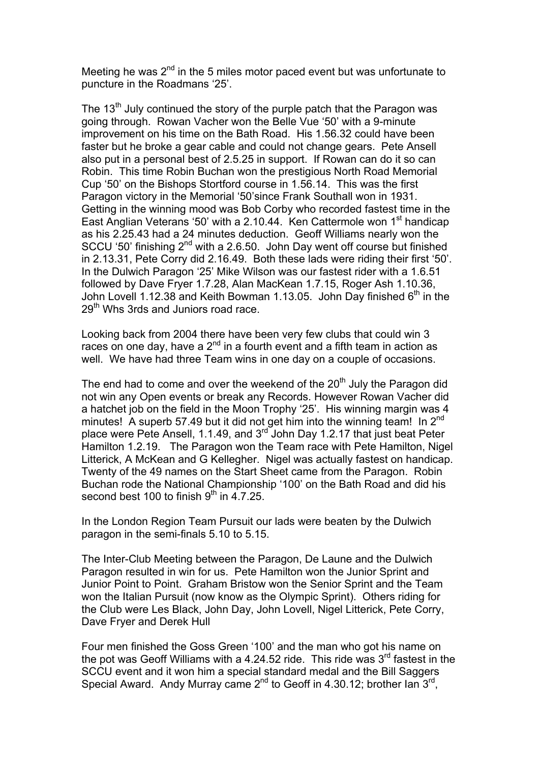Meeting he was 2nd in the 5 miles motor paced event but was unfortunate to puncture in the Roadmans '25'.

The 13th July continued the story of the purple patch that the Paragon was going through. Rowan Vacher won the Belle Vue '50' with a 9-minute improvement on his time on the Bath Road. His 1.56.32 could have been faster but he broke a gear cable and could not change gears. Pete Ansell also put in a personal best of 2.5.25 in support. If Rowan can do it so can Robin. This time Robin Buchan won the prestigious North Road Memorial Cup '50' on the Bishops Stortford course in 1.56.14. This was the first Paragon victory in the Memorial '50'since Frank Southall won in 1931. Getting in the winning mood was Bob Corby who recorded fastest time in the East Anglian Veterans '50' with a 2.10.44. Ken Cattermole won 1st handicap as his 2.25.43 had a 24 minutes deduction. Geoff Williams nearly won the SCCU '50' finishing 2nd with a 2.6.50. John Day went off course but finished in 2.13.31, Pete Corry did 2.16.49. Both these lads were riding their first '50'. In the Dulwich Paragon '25' Mike Wilson was our fastest rider with a 1.6.51 followed by Dave Fryer 1.7.28, Alan MacKean 1.7.15, Roger Ash 1.10.36, John Lovell 1.12.38 and Keith Bowman 1.13.05. John Day finished 6th in the 29th Whs 3rds and Juniors road race.

Looking back from 2004 there have been very few clubs that could win 3 races on one day, have a 2nd in a fourth event and a fifth team in action as well. We have had three Team wins in one day on a couple of occasions.

The end had to come and over the weekend of the 20th July the Paragon did not win any Open events or break any Records. However Rowan Vacher did a hatchet job on the field in the Moon Trophy '25'. His winning margin was 4 minutes! A superb 57.49 but it did not get him into the winning team! In 2nd place were Pete Ansell, 1.1.49, and 3rd John Day 1.2.17 that just beat Peter Hamilton 1.2.19. The Paragon won the Team race with Pete Hamilton, Nigel Litterick, A McKean and G Kellegher. Nigel was actually fastest on handicap. Twenty of the 49 names on the Start Sheet came from the Paragon. Robin Buchan rode the National Championship '100' on the Bath Road and did his second best 100 to finish 9th in 4.7.25.

In the London Region Team Pursuit our lads were beaten by the Dulwich paragon in the semi-finals 5.10 to 5.15.

The Inter-Club Meeting between the Paragon, De Laune and the Dulwich Paragon resulted in win for us. Pete Hamilton won the Junior Sprint and Junior Point to Point. Graham Bristow won the Senior Sprint and the Team won the Italian Pursuit (now know as the Olympic Sprint). Others riding for the Club were Les Black, John Day, John Lovell, Nigel Litterick, Pete Corry, Dave Fryer and Derek Hull

Four men finished the Goss Green '100' and the man who got his name on the pot was Geoff Williams with a 4.24.52 ride. This ride was 3rd fastest in the SCCU event and it won him a special standard medal and the Bill Saggers Special Award. Andy Murray came 2nd to Geoff in 4.30.12; brother Ian 3rd,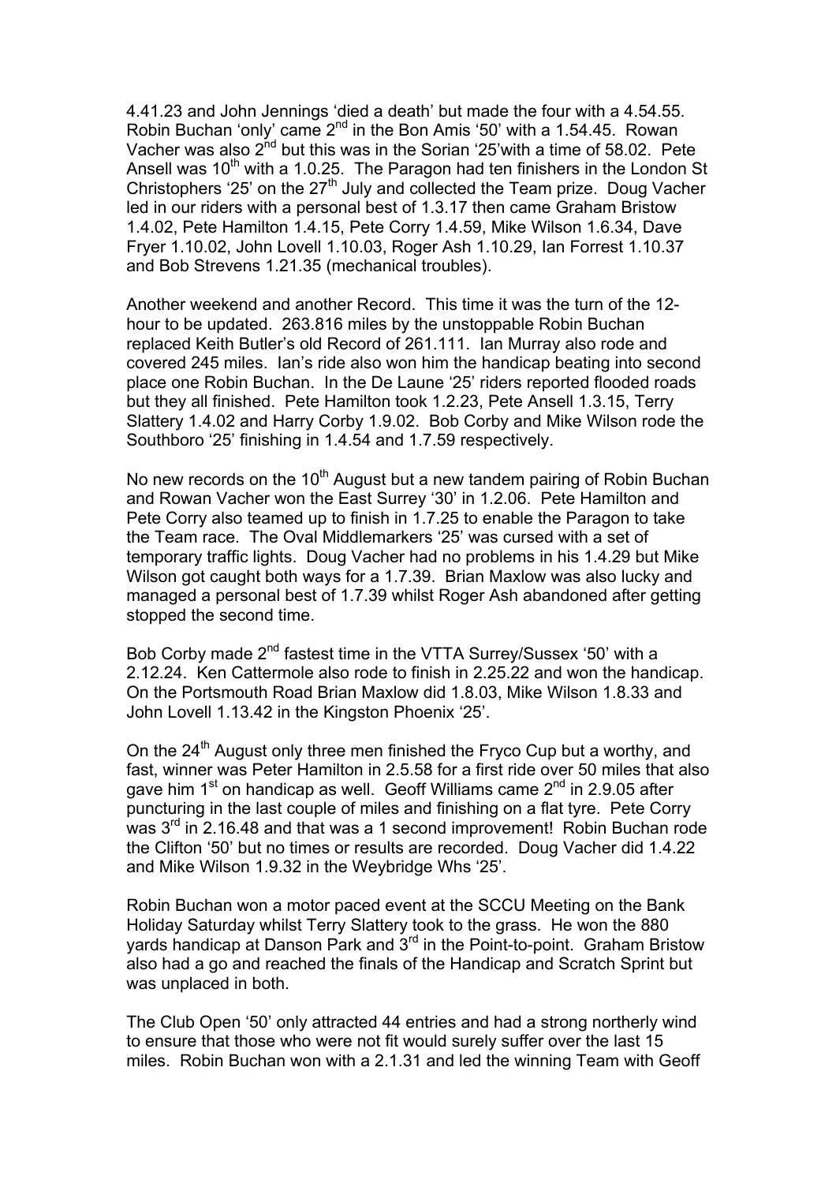4.41.23 and John Jennings 'died a death' but made the four with a 4.54.55. Robin Buchan 'only' came 2nd in the Bon Amis '50' with a 1.54.45. Rowan Vacher was also 2nd but this was in the Sorian '25'with a time of 58.02. Pete Ansell was 10th with a 1.0.25. The Paragon had ten finishers in the London St Christophers '25' on the 27th July and collected the Team prize. Doug Vacher led in our riders with a personal best of 1.3.17 then came Graham Bristow 1.4.02, Pete Hamilton 1.4.15, Pete Corry 1.4.59, Mike Wilson 1.6.34, Dave Fryer 1.10.02, John Lovell 1.10.03, Roger Ash 1.10.29, Ian Forrest 1.10.37 and Bob Strevens 1.21.35 (mechanical troubles).

Another weekend and another Record. This time it was the turn of the 12-hour to be updated. 263.816 miles by the unstoppable Robin Buchan replaced Keith Butler's old Record of 261.111. Ian Murray also rode and covered 245 miles. Ian's ride also won him the handicap beating into second place one Robin Buchan. In the De Laune '25' riders reported flooded roads but they all finished. Pete Hamilton took 1.2.23, Pete Ansell 1.3.15, Terry Slattery 1.4.02 and Harry Corby 1.9.02. Bob Corby and Mike Wilson rode the Southboro '25' finishing in 1.4.54 and 1.7.59 respectively.

No new records on the 10th August but a new tandem pairing of Robin Buchan and Rowan Vacher won the East Surrey '30' in 1.2.06. Pete Hamilton and Pete Corry also teamed up to finish in 1.7.25 to enable the Paragon to take the Team race. The Oval Middlemarkers '25' was cursed with a set of temporary traffic lights. Doug Vacher had no problems in his 1.4.29 but Mike Wilson got caught both ways for a 1.7.39. Brian Maxlow was also lucky and managed a personal best of 1.7.39 whilst Roger Ash abandoned after getting stopped the second time.

Bob Corby made 2nd fastest time in the VTTA Surrey/Sussex '50' with a 2.12.24. Ken Cattermole also rode to finish in 2.25.22 and won the handicap. On the Portsmouth Road Brian Maxlow did 1.8.03, Mike Wilson 1.8.33 and John Lovell 1.13.42 in the Kingston Phoenix '25'.

On the 24th August only three men finished the Fryco Cup but a worthy, and fast, winner was Peter Hamilton in 2.5.58 for a first ride over 50 miles that also gave him 1st on handicap as well. Geoff Williams came 2nd in 2.9.05 after puncturing in the last couple of miles and finishing on a flat tyre. Pete Corry was 3rd in 2.16.48 and that was a 1 second improvement! Robin Buchan rode the Clifton '50' but no times or results are recorded. Doug Vacher did 1.4.22 and Mike Wilson 1.9.32 in the Weybridge Whs '25'.

Robin Buchan won a motor paced event at the SCCU Meeting on the Bank Holiday Saturday whilst Terry Slattery took to the grass. He won the 880 yards handicap at Danson Park and 3rd in the Point-to-point. Graham Bristow also had a go and reached the finals of the Handicap and Scratch Sprint but was unplaced in both.

The Club Open '50' only attracted 44 entries and had a strong northerly wind to ensure that those who were not fit would surely suffer over the last 15 miles. Robin Buchan won with a 2.1.31 and led the winning Team with Geoff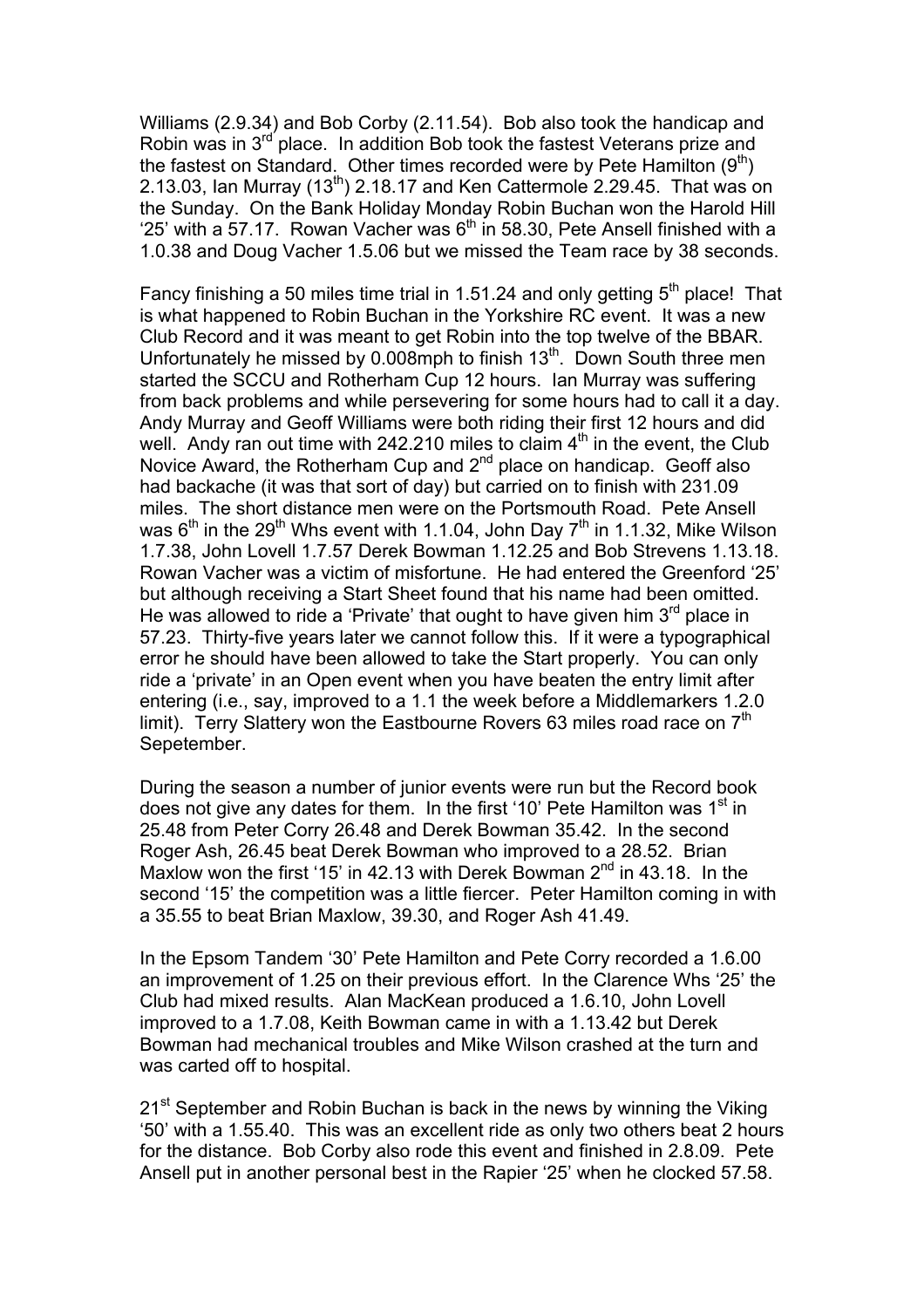Williams (2.9.34) and Bob Corby (2.11.54). Bob also took the handicap and Robin was in 3rd place. In addition Bob took the fastest Veterans prize and the fastest on Standard. Other times recorded were by Pete Hamilton (9th) 2.13.03, Ian Murray (13th) 2.18.17 and Ken Cattermole 2.29.45. That was on the Sunday. On the Bank Holiday Monday Robin Buchan won the Harold Hill '25' with a 57.17. Rowan Vacher was 6th in 58.30, Pete Ansell finished with a 1.0.38 and Doug Vacher 1.5.06 but we missed the Team race by 38 seconds.

Fancy finishing a 50 miles time trial in 1.51.24 and only getting 5th place! That is what happened to Robin Buchan in the Yorkshire RC event. It was a new Club Record and it was meant to get Robin into the top twelve of the BBAR. Unfortunately he missed by 0.008mph to finish 13th. Down South three men started the SCCU and Rotherham Cup 12 hours. Ian Murray was suffering from back problems and while persevering for some hours had to call it a day. Andy Murray and Geoff Williams were both riding their first 12 hours and did well. Andy ran out time with 242.210 miles to claim 4th in the event, the Club Novice Award, the Rotherham Cup and 2nd place on handicap. Geoff also had backache (it was that sort of day) but carried on to finish with 231.09 miles. The short distance men were on the Portsmouth Road. Pete Ansell was 6th in the 29th Whs event with 1.1.04, John Day 7th in 1.1.32, Mike Wilson 1.7.38, John Lovell 1.7.57 Derek Bowman 1.12.25 and Bob Strevens 1.13.18. Rowan Vacher was a victim of misfortune. He had entered the Greenford '25' but although receiving a Start Sheet found that his name had been omitted. He was allowed to ride a 'Private' that ought to have given him 3rd place in 57.23. Thirty-five years later we cannot follow this. If it were a typographical error he should have been allowed to take the Start properly. You can only ride a 'private' in an Open event when you have beaten the entry limit after entering (i.e., say, improved to a 1.1 the week before a Middlemarkers 1.2.0 limit). Terry Slattery won the Eastbourne Rovers 63 miles road race on 7th Sepetember.

During the season a number of junior events were run but the Record book does not give any dates for them. In the first '10' Pete Hamilton was 1st in 25.48 from Peter Corry 26.48 and Derek Bowman 35.42. In the second Roger Ash, 26.45 beat Derek Bowman who improved to a 28.52. Brian Maxlow won the first '15' in 42.13 with Derek Bowman 2nd in 43.18. In the second '15' the competition was a little fiercer. Peter Hamilton coming in with a 35.55 to beat Brian Maxlow, 39.30, and Roger Ash 41.49.

In the Epsom Tandem '30' Pete Hamilton and Pete Corry recorded a 1.6.00 an improvement of 1.25 on their previous effort. In the Clarence Whs '25' the Club had mixed results. Alan MacKean produced a 1.6.10, John Lovell improved to a 1.7.08, Keith Bowman came in with a 1.13.42 but Derek Bowman had mechanical troubles and Mike Wilson crashed at the turn and was carted off to hospital.

21st September and Robin Buchan is back in the news by winning the Viking '50' with a 1.55.40. This was an excellent ride as only two others beat 2 hours for the distance. Bob Corby also rode this event and finished in 2.8.09. Pete Ansell put in another personal best in the Rapier '25' when he clocked 57.58.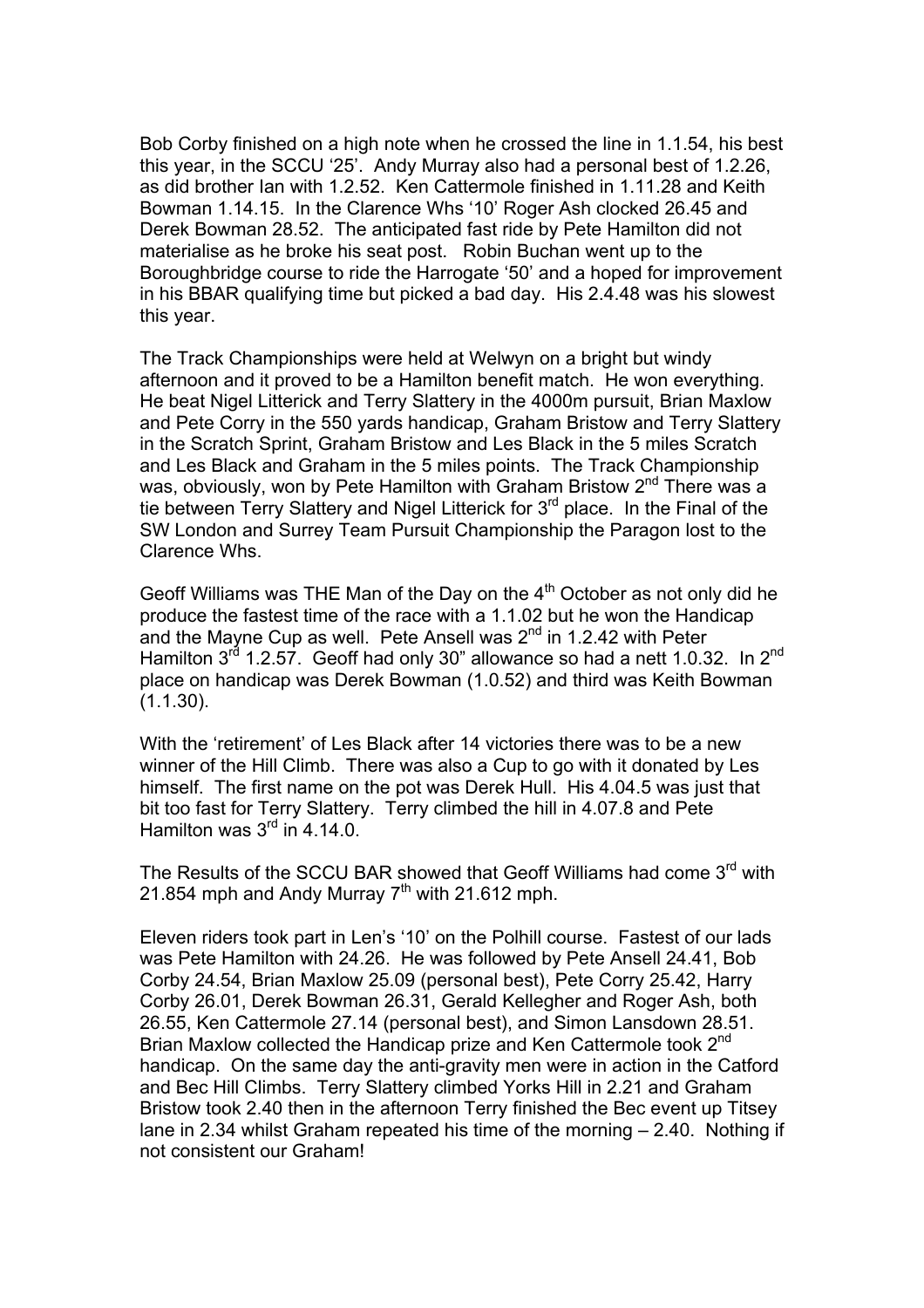Bob Corby finished on a high note when he crossed the line in 1.1.54, his best this year, in the SCCU '25'. Andy Murray also had a personal best of 1.2.26, as did brother Ian with 1.2.52. Ken Cattermole finished in 1.11.28 and Keith Bowman 1.14.15. In the Clarence Whs '10' Roger Ash clocked 26.45 and Derek Bowman 28.52. The anticipated fast ride by Pete Hamilton did not materialise as he broke his seat post. Robin Buchan went up to the Boroughbridge course to ride the Harrogate '50' and a hoped for improvement in his BBAR qualifying time but picked a bad day. His 2.4.48 was his slowest this year.

The Track Championships were held at Welwyn on a bright but windy afternoon and it proved to be a Hamilton benefit match. He won everything. He beat Nigel Litterick and Terry Slattery in the 4000m pursuit, Brian Maxlow and Pete Corry in the 550 yards handicap, Graham Bristow and Terry Slattery in the Scratch Sprint, Graham Bristow and Les Black in the 5 miles Scratch and Les Black and Graham in the 5 miles points. The Track Championship was, obviously, won by Pete Hamilton with Graham Bristow 2nd There was a tie between Terry Slattery and Nigel Litterick for 3rd place. In the Final of the SW London and Surrey Team Pursuit Championship the Paragon lost to the Clarence Whs.

Geoff Williams was THE Man of the Day on the 4th October as not only did he produce the fastest time of the race with a 1.1.02 but he won the Handicap and the Mayne Cup as well. Pete Ansell was 2nd in 1.2.42 with Peter Hamilton 3rd 1.2.57. Geoff had only 30" allowance so had a nett 1.0.32. In 2nd place on handicap was Derek Bowman (1.0.52) and third was Keith Bowman (1.1.30).

With the 'retirement' of Les Black after 14 victories there was to be a new winner of the Hill Climb. There was also a Cup to go with it donated by Les himself. The first name on the pot was Derek Hull. His 4.04.5 was just that bit too fast for Terry Slattery. Terry climbed the hill in 4.07.8 and Pete Hamilton was 3rd in 4.14.0.

The Results of the SCCU BAR showed that Geoff Williams had come 3rd with 21.854 mph and Andy Murray 7th with 21.612 mph.

Eleven riders took part in Len's '10' on the Polhill course. Fastest of our lads was Pete Hamilton with 24.26. He was followed by Pete Ansell 24.41, Bob Corby 24.54, Brian Maxlow 25.09 (personal best), Pete Corry 25.42, Harry Corby 26.01, Derek Bowman 26.31, Gerald Kellegher and Roger Ash, both 26.55, Ken Cattermole 27.14 (personal best), and Simon Lansdown 28.51. Brian Maxlow collected the Handicap prize and Ken Cattermole took 2nd handicap. On the same day the anti-gravity men were in action in the Catford and Bec Hill Climbs. Terry Slattery climbed Yorks Hill in 2.21 and Graham Bristow took 2.40 then in the afternoon Terry finished the Bec event up Titsey lane in 2.34 whilst Graham repeated his time of the morning – 2.40. Nothing if not consistent our Graham!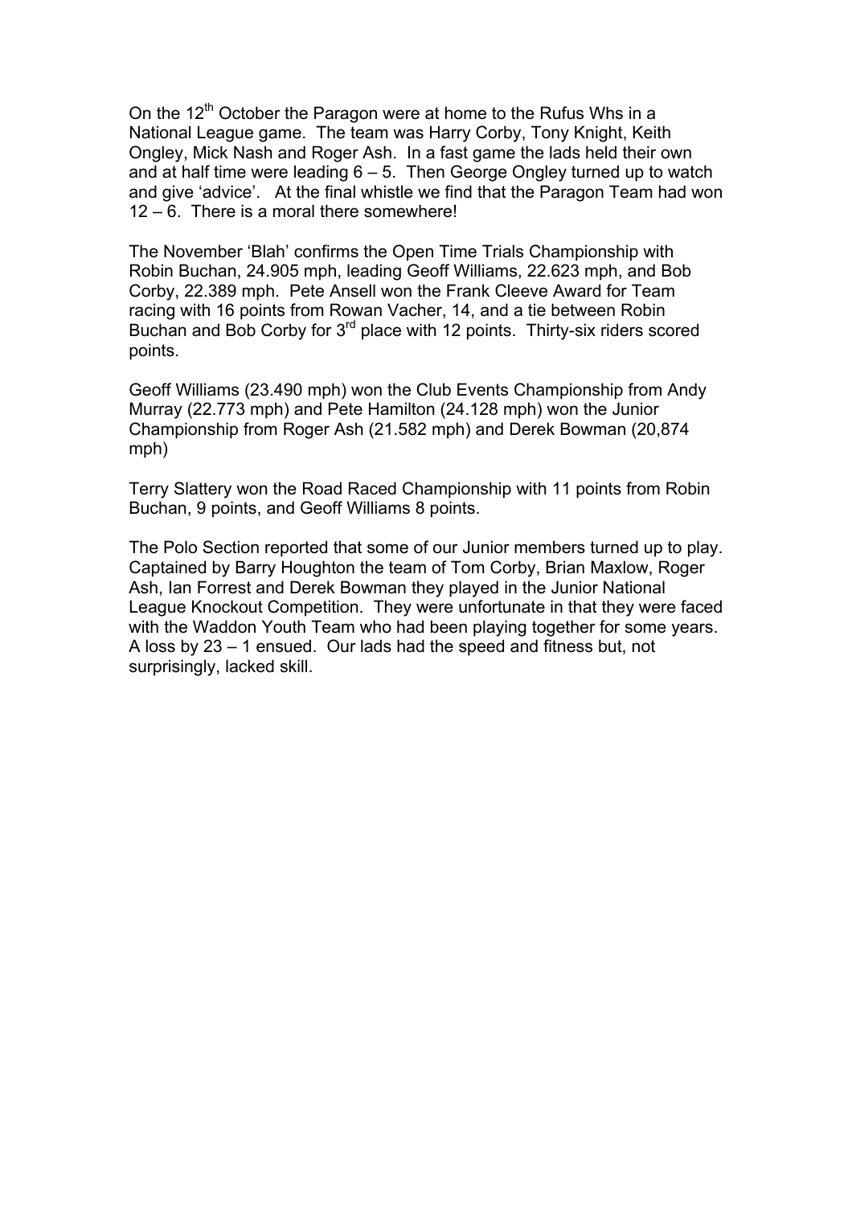On the 12th October the Paragon were at home to the Rufus Whs in a National League game. The team was Harry Corby, Tony Knight, Keith Ongley, Mick Nash and Roger Ash. In a fast game the lads held their own and at half time were leading 6 – 5. Then George Ongley turned up to watch and give 'advice'. At the final whistle we find that the Paragon Team had won 12 – 6. There is a moral there somewhere!

The November 'Blah' confirms the Open Time Trials Championship with Robin Buchan, 24.905 mph, leading Geoff Williams, 22.623 mph, and Bob Corby, 22.389 mph. Pete Ansell won the Frank Cleeve Award for Team racing with 16 points from Rowan Vacher, 14, and a tie between Robin Buchan and Bob Corby for 3rd place with 12 points. Thirty-six riders scored points.

Geoff Williams (23.490 mph) won the Club Events Championship from Andy Murray (22.773 mph) and Pete Hamilton (24.128 mph) won the Junior Championship from Roger Ash (21.582 mph) and Derek Bowman (20,874 mph)

Terry Slattery won the Road Raced Championship with 11 points from Robin Buchan, 9 points, and Geoff Williams 8 points.

The Polo Section reported that some of our Junior members turned up to play. Captained by Barry Houghton the team of Tom Corby, Brian Maxlow, Roger Ash, Ian Forrest and Derek Bowman they played in the Junior National League Knockout Competition. They were unfortunate in that they were faced with the Waddon Youth Team who had been playing together for some years. A loss by 23 – 1 ensued. Our lads had the speed and fitness but, not surprisingly, lacked skill.